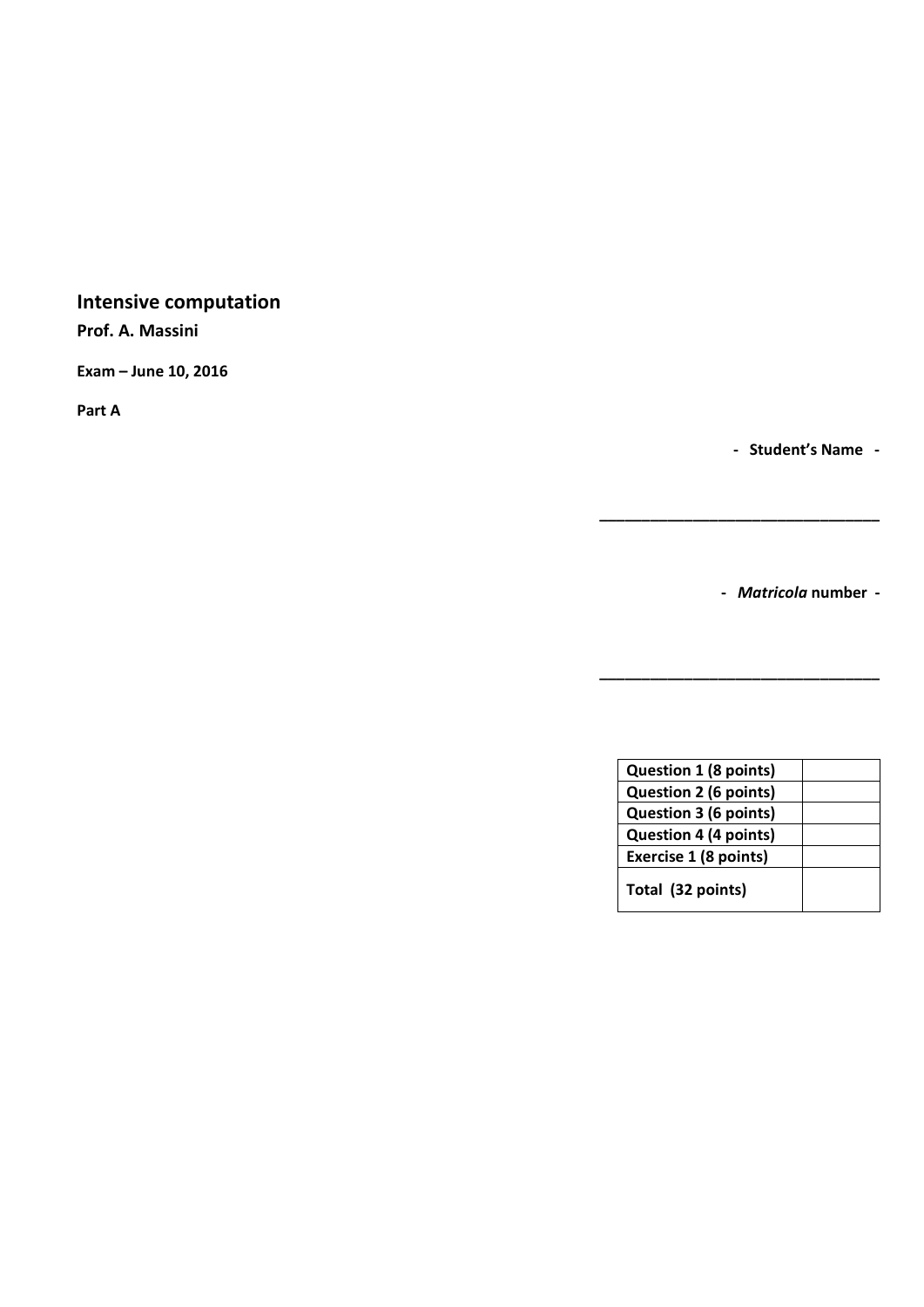# Intensive computation

**Prof. A. Massini**

**Exam – June 10, 2016**

**Part A**

**- Student's Name -**

\_\_\_\_\_\_\_\_\_\_\_\_\_\_\_\_\_\_\_\_\_\_\_\_\_\_\_\_\_\_\_\_

**-** ***Matricola*** **number -**

\_\_\_\_\_\_\_\_\_\_\_\_\_\_\_\_\_\_\_\_\_\_\_\_\_\_\_\_\_\_\_\_

| | |
|---|---|
| **Question 1 (8 points)** | |
| **Question 2 (6 points)** | |
| **Question 3 (6 points)** | |
| **Question 4 (4 points)** | |
| **Exercise 1 (8 points)** | |
| **Total (32 points)** | |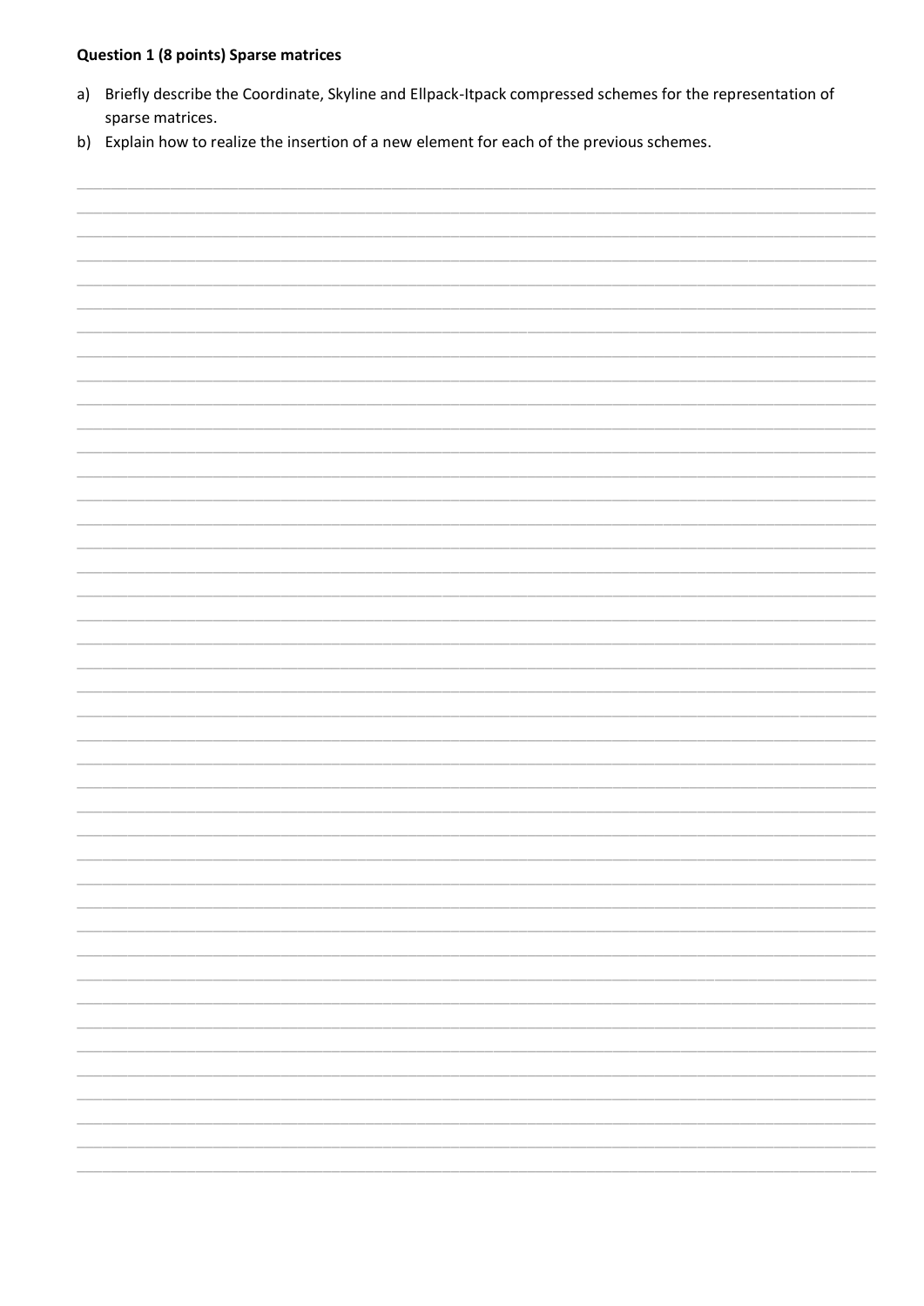**Question 1 (8 points) Sparse matrices**

a) Briefly describe the Coordinate, Skyline and Ellpack-Itpack compressed schemes for the representation of sparse matrices.

b) Explain how to realize the insertion of a new element for each of the previous schemes.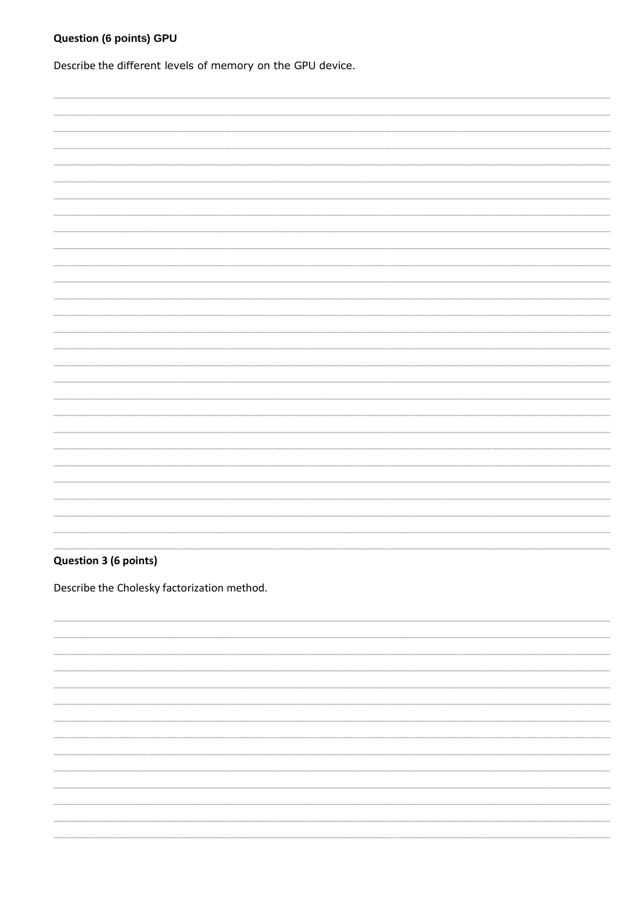**Question (6 points) GPU**

Describe the different levels of memory on the GPU device.

**Question 3 (6 points)**

Describe the Cholesky factorization method.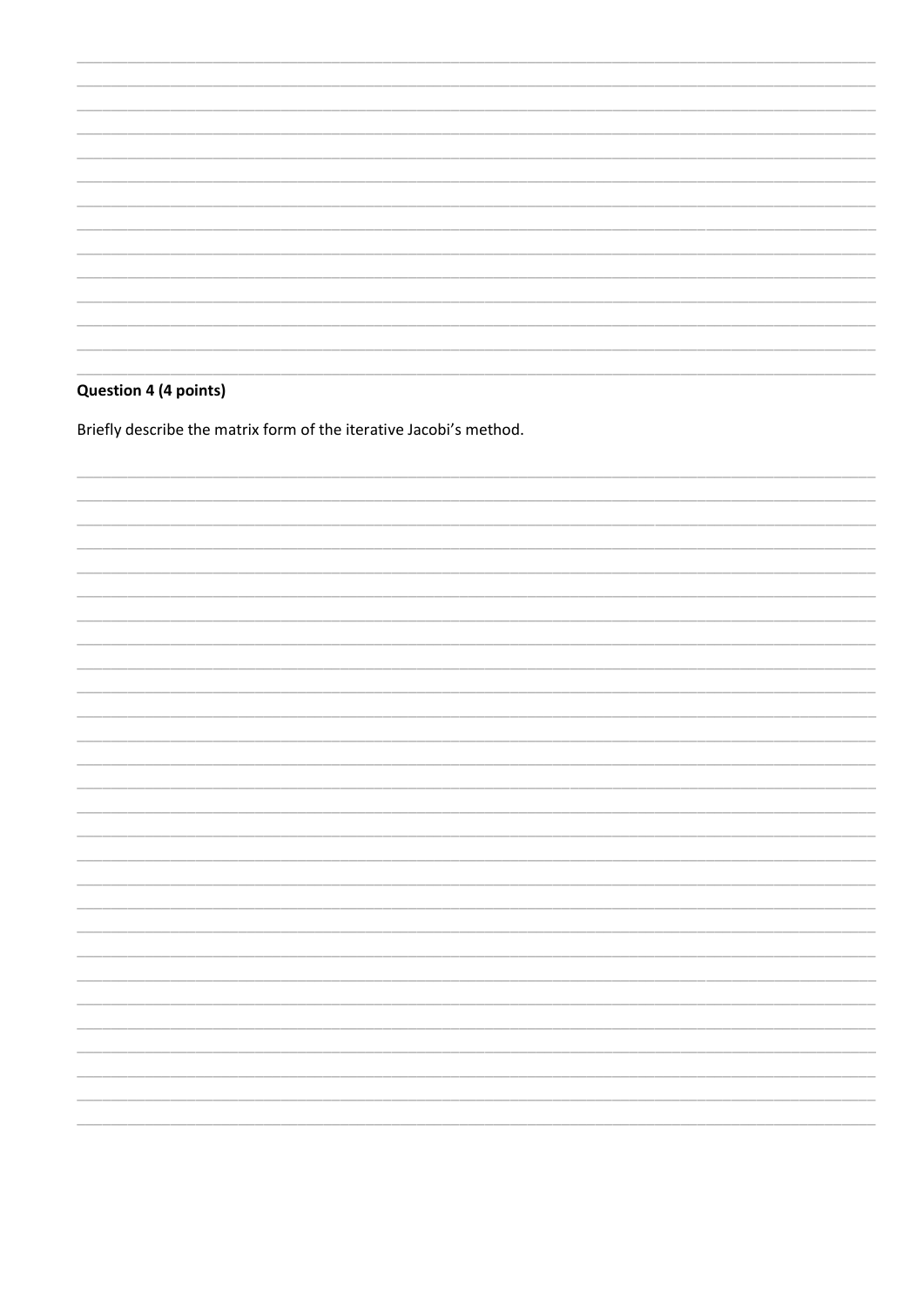**Question 4 (4 points)**

Briefly describe the matrix form of the iterative Jacobi's method.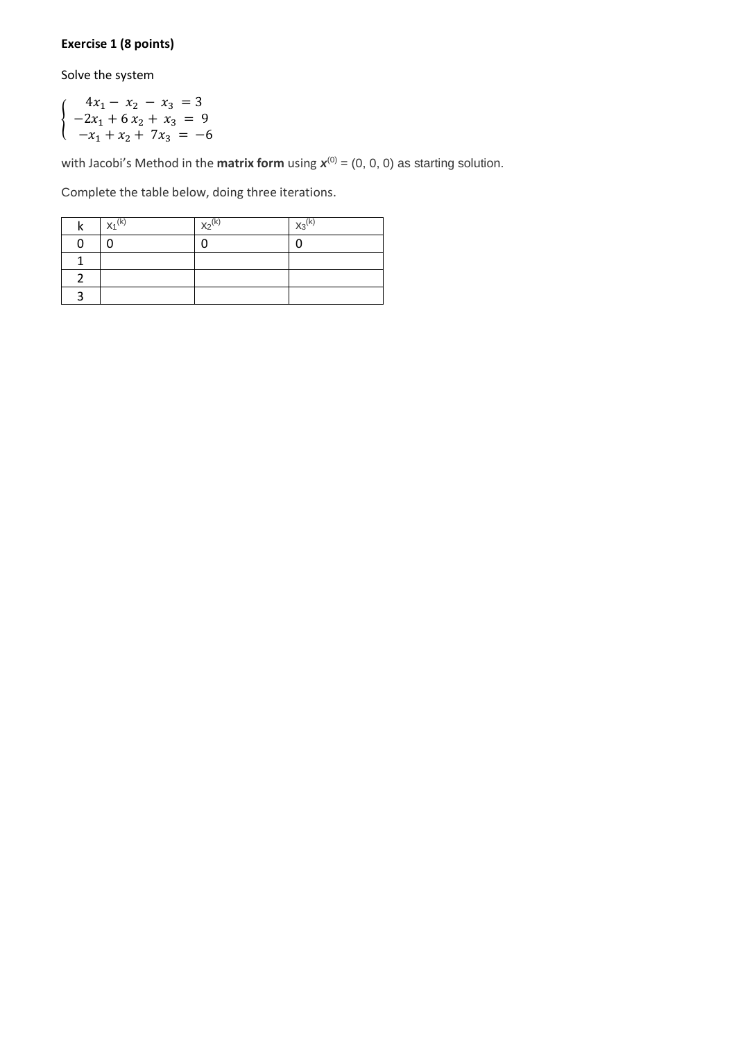**Exercise 1 (8 points)**

Solve the system

$$\begin{cases} 4x_1 - x_2 - x_3 = 3 \\ -2x_1 + 6x_2 + x_3 = 9 \\ -x_1 + x_2 + 7x_3 = -6 \end{cases}$$

with Jacobi's Method in the **matrix form** using $\boldsymbol{x}^{(0)} = (0, 0, 0)$ as starting solution.

Complete the table below, doing three iterations.

| k | $x_1^{(k)}$ | $x_2^{(k)}$ | $x_3^{(k)}$ |
|---|---|---|---|
| 0 | 0 | 0 | 0 |
| 1 | | | |
| 2 | | | |
| 3 | | | |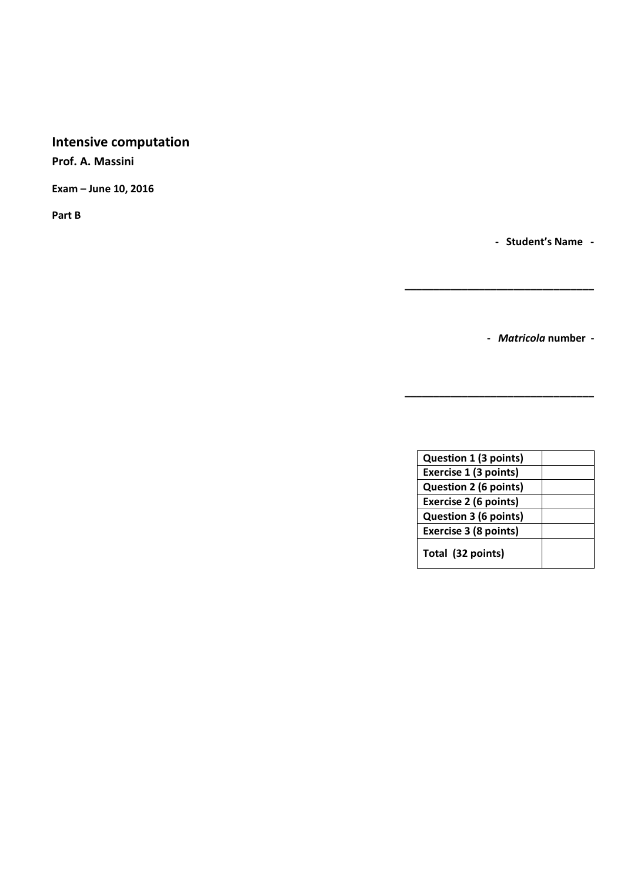## Intensive computation

**Prof. A. Massini**

**Exam – June 10, 2016**

**Part B**

**- Student's Name -**

________________________________

**- *Matricola* number -**

________________________________

| Question 1 (3 points) | |
|---|---|
| Exercise 1 (3 points) | |
| Question 2 (6 points) | |
| Exercise 2 (6 points) | |
| Question 3 (6 points) | |
| Exercise 3 (8 points) | |
| Total (32 points) | |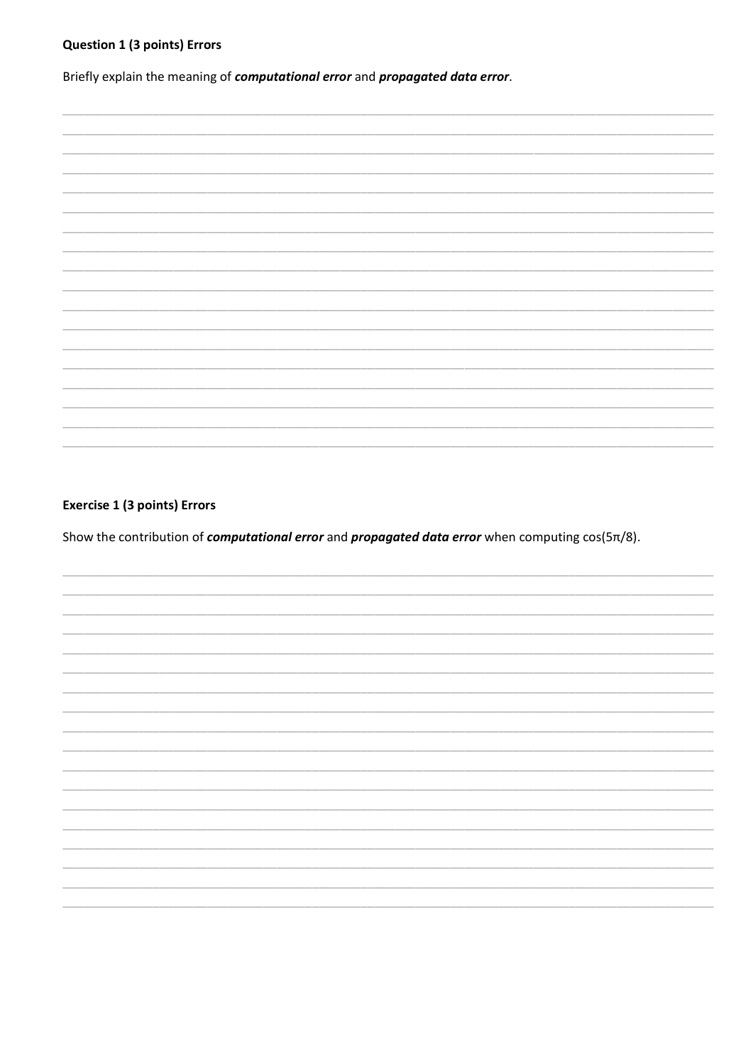**Question 1 (3 points) Errors**

Briefly explain the meaning of ***computational error*** and ***propagated data error***.

**Exercise 1 (3 points) Errors**

Show the contribution of ***computational error*** and ***propagated data error*** when computing $\cos(5\pi/8)$.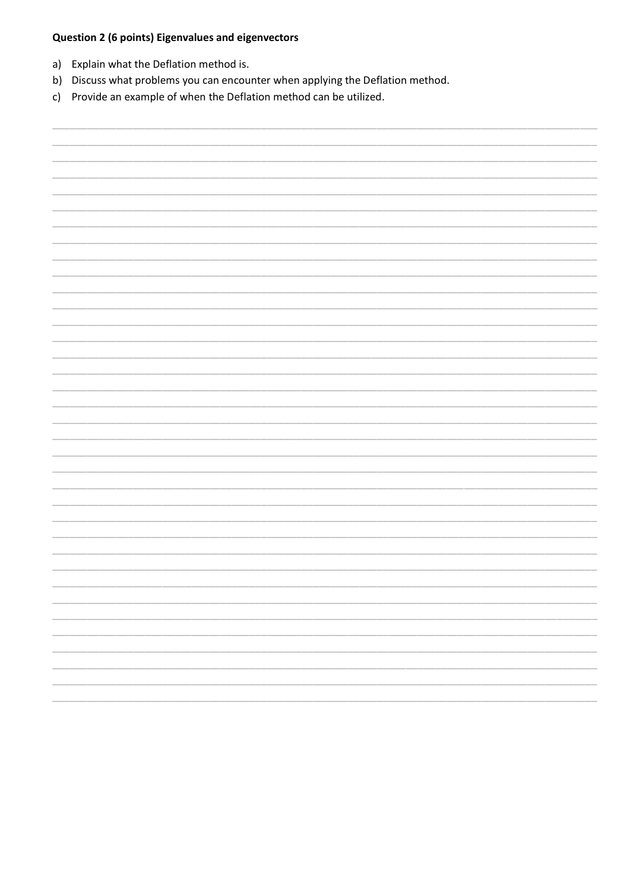**Question 2 (6 points) Eigenvalues and eigenvectors**

a) Explain what the Deflation method is.
b) Discuss what problems you can encounter when applying the Deflation method.
c) Provide an example of when the Deflation method can be utilized.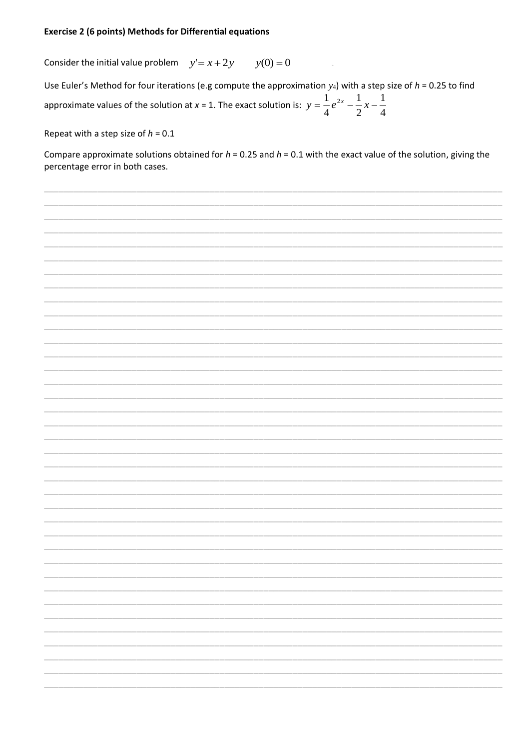**Exercise 2 (6 points) Methods for Differential equations**

Consider the initial value problem $y' = x + 2y \qquad y(0) = 0$

Use Euler's Method for four iterations (e.g compute the approximation $y_4$) with a step size of $h$ = 0.25 to find approximate values of the solution at $x$ = 1. The exact solution is: $y = \frac{1}{4}e^{2x} - \frac{1}{2}x - \frac{1}{4}$

Repeat with a step size of $h$ = 0.1

Compare approximate solutions obtained for $h$ = 0.25 and $h$ = 0.1 with the exact value of the solution, giving the percentage error in both cases.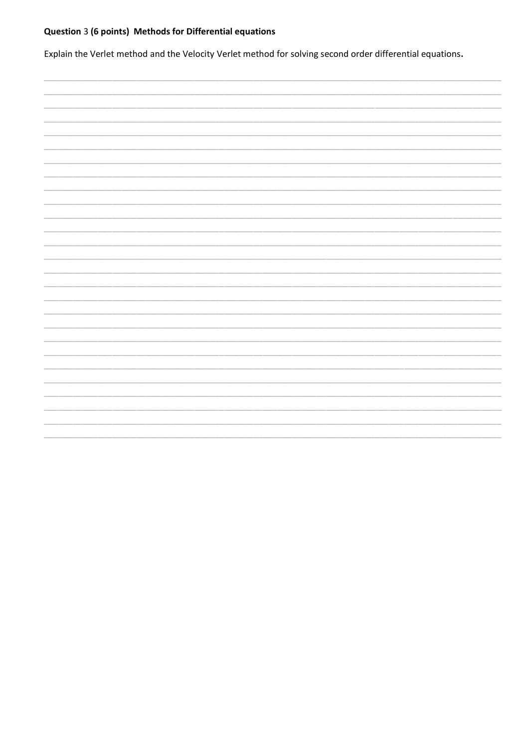**Question** 3 **(6 points) Methods for Differential equations**

Explain the Verlet method and the Velocity Verlet method for solving second order differential equations**.**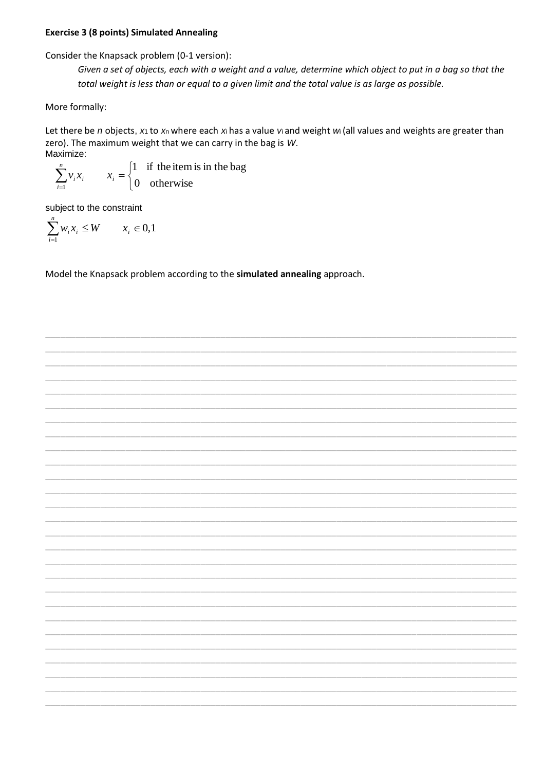**Exercise 3 (8 points) Simulated Annealing**

Consider the Knapsack problem (0-1 version):

> *Given a set of objects, each with a weight and a value, determine which object to put in a bag so that the total weight is less than or equal to a given limit and the total value is as large as possible.*

More formally:

Let there be $n$ objects, $x_1$ to $x_n$ where each $x_i$ has a value $v_i$ and weight $w_i$ (all values and weights are greater than zero). The maximum weight that we can carry in the bag is $W$.

Maximize:

$$\sum_{i=1}^{n} v_i x_i \qquad x_i = \begin{cases} 1 & \text{if the item is in the bag} \\ 0 & \text{otherwise} \end{cases}$$

subject to the constraint

$$\sum_{i=1}^{n} w_i x_i \leq W \qquad x_i \in 0,1$$

Model the Knapsack problem according to the **simulated annealing** approach.